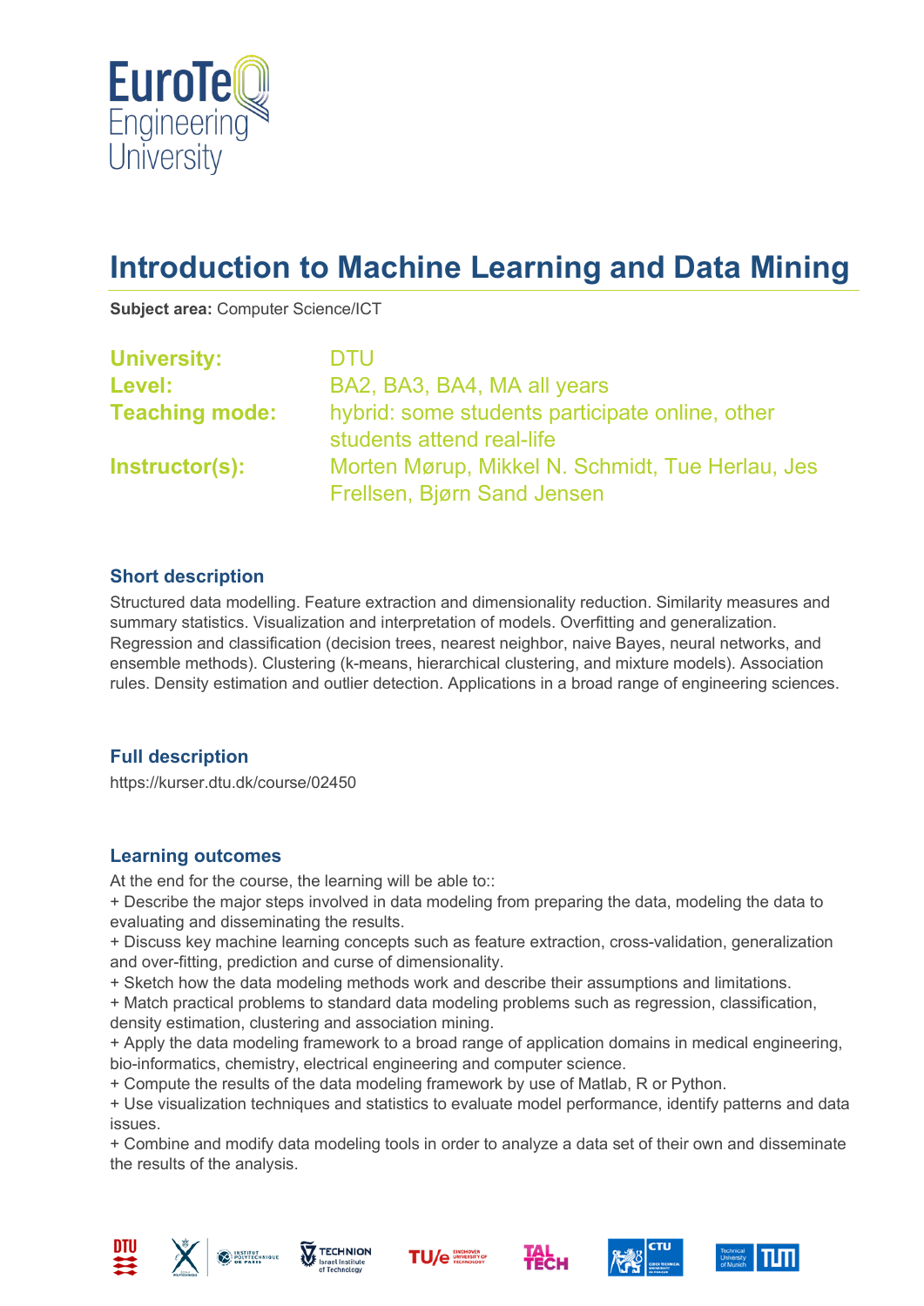# Introduction to Machine Learning and Data Mining

**Subject area:** Computer Science/ICT

**University:** DTU
**Level:** BA2, BA3, BA4, MA all years
**Teaching mode:** hybrid: some students participate online, other students attend real-life
**Instructor(s):** Morten Mørup, Mikkel N. Schmidt, Tue Herlau, Jes Frellsen, Bjørn Sand Jensen

## Short description

Structured data modelling. Feature extraction and dimensionality reduction. Similarity measures and summary statistics. Visualization and interpretation of models. Overfitting and generalization. Regression and classification (decision trees, nearest neighbor, naive Bayes, neural networks, and ensemble methods). Clustering (k-means, hierarchical clustering, and mixture models). Association rules. Density estimation and outlier detection. Applications in a broad range of engineering sciences.

## Full description

https://kurser.dtu.dk/course/02450

## Learning outcomes

At the end for the course, the learning will be able to::

+ Describe the major steps involved in data modeling from preparing the data, modeling the data to evaluating and disseminating the results.
+ Discuss key machine learning concepts such as feature extraction, cross-validation, generalization and over-fitting, prediction and curse of dimensionality.
+ Sketch how the data modeling methods work and describe their assumptions and limitations.
+ Match practical problems to standard data modeling problems such as regression, classification, density estimation, clustering and association mining.
+ Apply the data modeling framework to a broad range of application domains in medical engineering, bio-informatics, chemistry, electrical engineering and computer science.
+ Compute the results of the data modeling framework by use of Matlab, R or Python.
+ Use visualization techniques and statistics to evaluate model performance, identify patterns and data issues.
+ Combine and modify data modeling tools in order to analyze a data set of their own and disseminate the results of the analysis.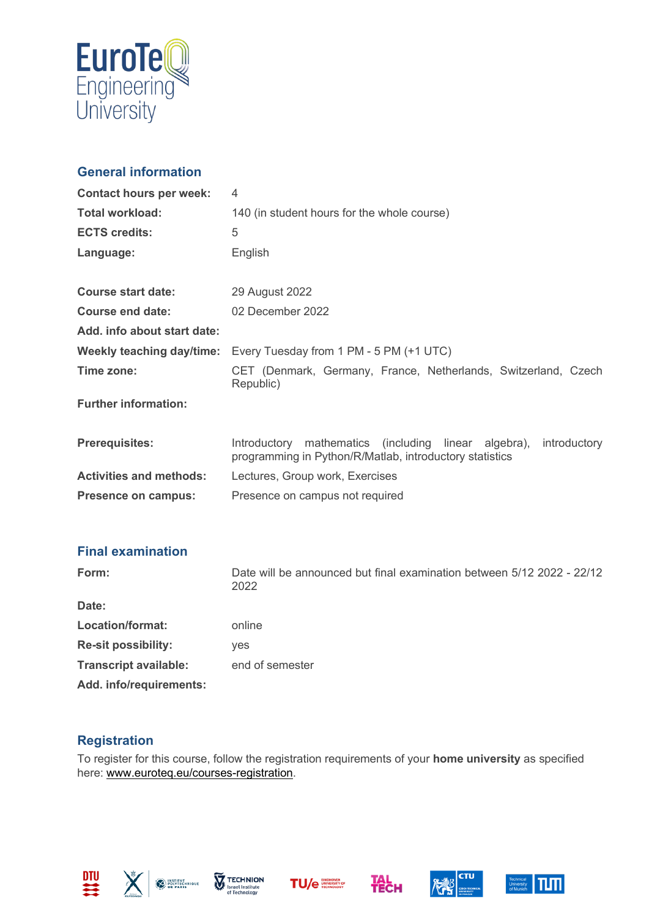## General information

| | |
|---|---|
| **Contact hours per week:** | 4 |
| **Total workload:** | 140 (in student hours for the whole course) |
| **ECTS credits:** | 5 |
| **Language:** | English |
| | |
| **Course start date:** | 29 August 2022 |
| **Course end date:** | 02 December 2022 |
| **Add. info about start date:** | |
| **Weekly teaching day/time:** | Every Tuesday from 1 PM - 5 PM (+1 UTC) |
| **Time zone:** | CET (Denmark, Germany, France, Netherlands, Switzerland, Czech Republic) |
| **Further information:** | |
| | |
| **Prerequisites:** | Introductory mathematics (including linear algebra), introductory programming in Python/R/Matlab, introductory statistics |
| **Activities and methods:** | Lectures, Group work, Exercises |
| **Presence on campus:** | Presence on campus not required |

## Final examination

| | |
|---|---|
| **Form:** | Date will be announced but final examination between 5/12 2022 - 22/12 2022 |
| **Date:** | |
| **Location/format:** | online |
| **Re-sit possibility:** | yes |
| **Transcript available:** | end of semester |
| **Add. info/requirements:** | |

## Registration

To register for this course, follow the registration requirements of your **home university** as specified here: www.euroteq.eu/courses-registration.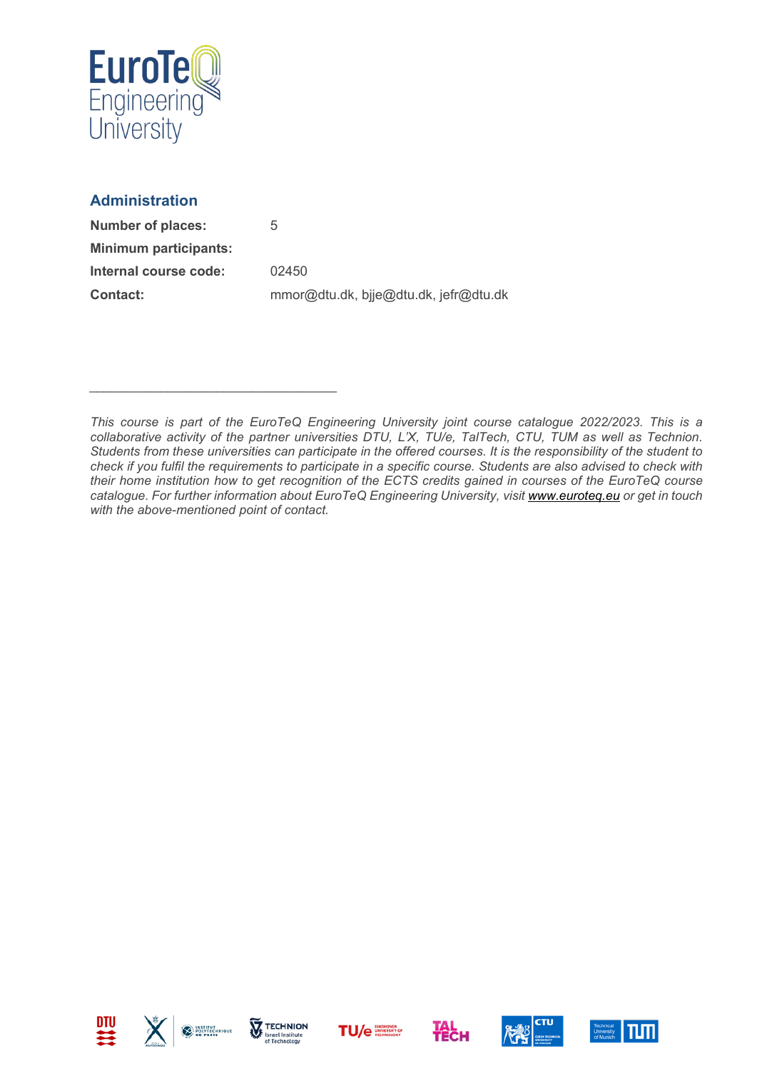## Administration

| | |
|---|---|
| **Number of places:** | 5 |
| **Minimum participants:** | |
| **Internal course code:** | 02450 |
| **Contact:** | mmor@dtu.dk, bjje@dtu.dk, jefr@dtu.dk |

---

*This course is part of the EuroTeQ Engineering University joint course catalogue 2022/2023. This is a collaborative activity of the partner universities DTU, L'X, TU/e, TalTech, CTU, TUM as well as Technion. Students from these universities can participate in the offered courses. It is the responsibility of the student to check if you fulfil the requirements to participate in a specific course. Students are also advised to check with their home institution how to get recognition of the ECTS credits gained in courses of the EuroTeQ course catalogue. For further information about EuroTeQ Engineering University, visit [www.euroteq.eu](http://www.euroteq.eu) or get in touch with the above-mentioned point of contact.*